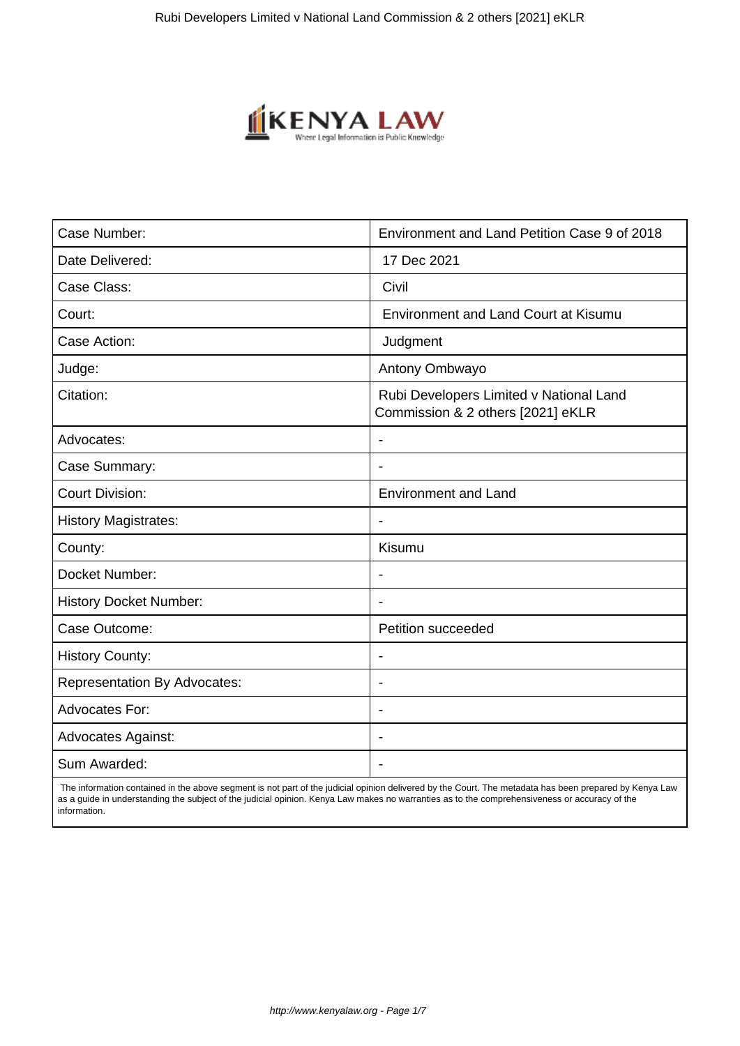| Case Number: | Environment and Land Petition Case 9 of 2018 |
|---|---|
| Date Delivered: | 17 Dec 2021 |
| Case Class: | Civil |
| Court: | Environment and Land Court at Kisumu |
| Case Action: | Judgment |
| Judge: | Antony Ombwayo |
| Citation: | Rubi Developers Limited v National Land Commission & 2 others [2021] eKLR |
| Advocates: | - |
| Case Summary: | - |
| Court Division: | Environment and Land |
| History Magistrates: | - |
| County: | Kisumu |
| Docket Number: | - |
| History Docket Number: | - |
| Case Outcome: | Petition succeeded |
| History County: | - |
| Representation By Advocates: | - |
| Advocates For: | - |
| Advocates Against: | - |
| Sum Awarded: | - |

The information contained in the above segment is not part of the judicial opinion delivered by the Court. The metadata has been prepared by Kenya Law as a guide in understanding the subject of the judicial opinion. Kenya Law makes no warranties as to the comprehensiveness or accuracy of the information.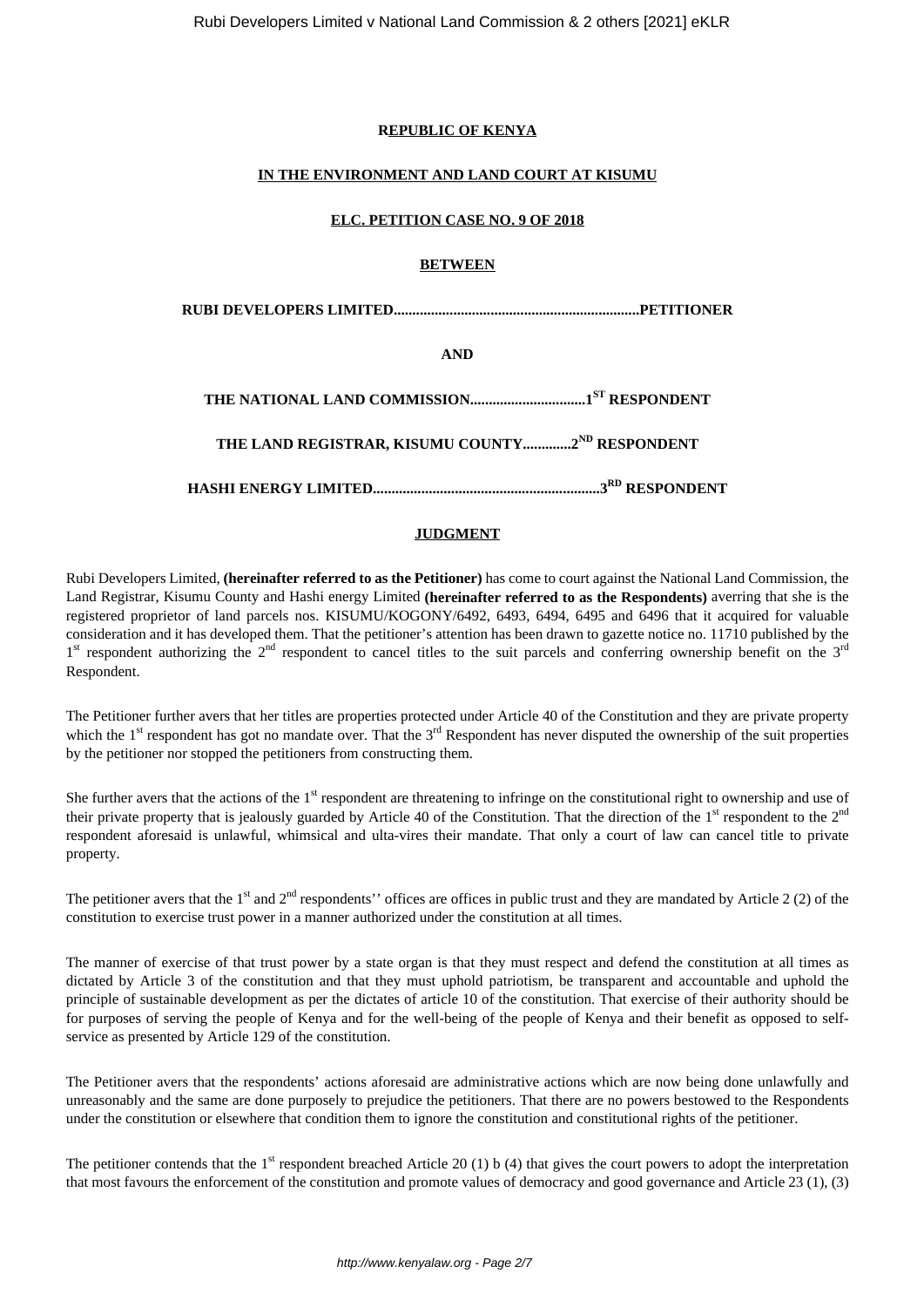**REPUBLIC OF KENYA**

**IN THE ENVIRONMENT AND LAND COURT AT KISUMU**

**ELC. PETITION CASE NO. 9 OF 2018**

**BETWEEN**

**RUBI DEVELOPERS LIMITED..................................................................PETITIONER**

**AND**

**THE NATIONAL LAND COMMISSION...............................1ST RESPONDENT**

**THE LAND REGISTRAR, KISUMU COUNTY.............2ND RESPONDENT**

**HASHI ENERGY LIMITED.............................................................3RD RESPONDENT**

**JUDGMENT**

Rubi Developers Limited, **(hereinafter referred to as the Petitioner)** has come to court against the National Land Commission, the Land Registrar, Kisumu County and Hashi energy Limited **(hereinafter referred to as the Respondents)** averring that she is the registered proprietor of land parcels nos. KISUMU/KOGONY/6492, 6493, 6494, 6495 and 6496 that it acquired for valuable consideration and it has developed them. That the petitioner's attention has been drawn to gazette notice no. 11710 published by the 1st respondent authorizing the 2nd respondent to cancel titles to the suit parcels and conferring ownership benefit on the 3rd Respondent.

The Petitioner further avers that her titles are properties protected under Article 40 of the Constitution and they are private property which the 1st respondent has got no mandate over. That the 3rd Respondent has never disputed the ownership of the suit properties by the petitioner nor stopped the petitioners from constructing them.

She further avers that the actions of the 1st respondent are threatening to infringe on the constitutional right to ownership and use of their private property that is jealously guarded by Article 40 of the Constitution. That the direction of the 1st respondent to the 2nd respondent aforesaid is unlawful, whimsical and ulta-vires their mandate. That only a court of law can cancel title to private property.

The petitioner avers that the 1st and 2nd respondents'' offices are offices in public trust and they are mandated by Article 2 (2) of the constitution to exercise trust power in a manner authorized under the constitution at all times.

The manner of exercise of that trust power by a state organ is that they must respect and defend the constitution at all times as dictated by Article 3 of the constitution and that they must uphold patriotism, be transparent and accountable and uphold the principle of sustainable development as per the dictates of article 10 of the constitution. That exercise of their authority should be for purposes of serving the people of Kenya and for the well-being of the people of Kenya and their benefit as opposed to self-service as presented by Article 129 of the constitution.

The Petitioner avers that the respondents' actions aforesaid are administrative actions which are now being done unlawfully and unreasonably and the same are done purposely to prejudice the petitioners. That there are no powers bestowed to the Respondents under the constitution or elsewhere that condition them to ignore the constitution and constitutional rights of the petitioner.

The petitioner contends that the 1st respondent breached Article 20 (1) b (4) that gives the court powers to adopt the interpretation that most favours the enforcement of the constitution and promote values of democracy and good governance and Article 23 (1), (3)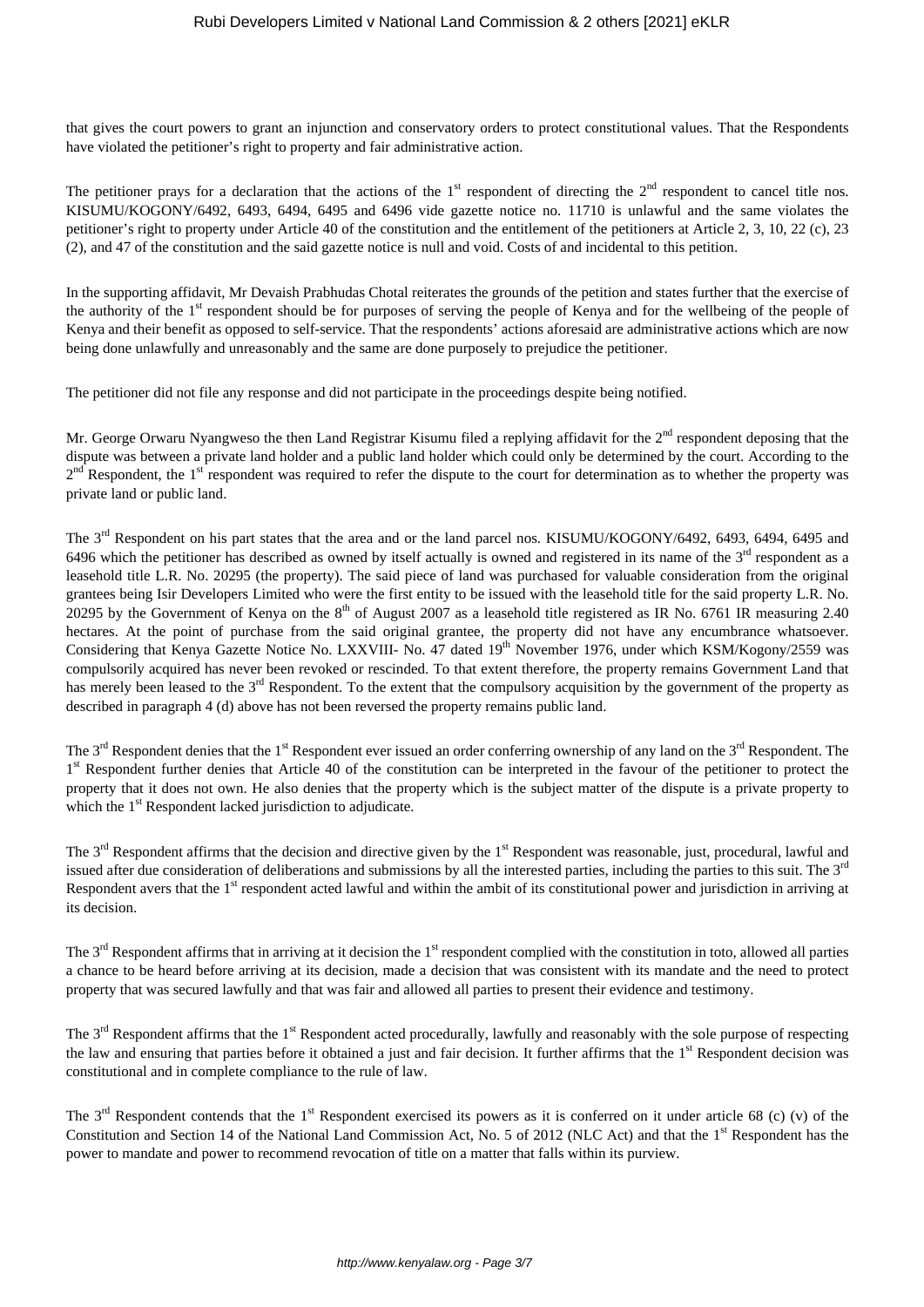that gives the court powers to grant an injunction and conservatory orders to protect constitutional values. That the Respondents have violated the petitioner's right to property and fair administrative action.

The petitioner prays for a declaration that the actions of the 1st respondent of directing the 2nd respondent to cancel title nos. KISUMU/KOGONY/6492, 6493, 6494, 6495 and 6496 vide gazette notice no. 11710 is unlawful and the same violates the petitioner's right to property under Article 40 of the constitution and the entitlement of the petitioners at Article 2, 3, 10, 22 (c), 23 (2), and 47 of the constitution and the said gazette notice is null and void. Costs of and incidental to this petition.

In the supporting affidavit, Mr Devaish Prabhudas Chotal reiterates the grounds of the petition and states further that the exercise of the authority of the 1st respondent should be for purposes of serving the people of Kenya and for the wellbeing of the people of Kenya and their benefit as opposed to self-service. That the respondents' actions aforesaid are administrative actions which are now being done unlawfully and unreasonably and the same are done purposely to prejudice the petitioner.

The petitioner did not file any response and did not participate in the proceedings despite being notified.

Mr. George Orwaru Nyangweso the then Land Registrar Kisumu filed a replying affidavit for the 2nd respondent deposing that the dispute was between a private land holder and a public land holder which could only be determined by the court. According to the 2nd Respondent, the 1st respondent was required to refer the dispute to the court for determination as to whether the property was private land or public land.

The 3rd Respondent on his part states that the area and or the land parcel nos. KISUMU/KOGONY/6492, 6493, 6494, 6495 and 6496 which the petitioner has described as owned by itself actually is owned and registered in its name of the 3rd respondent as a leasehold title L.R. No. 20295 (the property). The said piece of land was purchased for valuable consideration from the original grantees being Isir Developers Limited who were the first entity to be issued with the leasehold title for the said property L.R. No. 20295 by the Government of Kenya on the 8th of August 2007 as a leasehold title registered as IR No. 6761 IR measuring 2.40 hectares. At the point of purchase from the said original grantee, the property did not have any encumbrance whatsoever. Considering that Kenya Gazette Notice No. LXXVIII- No. 47 dated 19th November 1976, under which KSM/Kogony/2559 was compulsorily acquired has never been revoked or rescinded. To that extent therefore, the property remains Government Land that has merely been leased to the 3rd Respondent. To the extent that the compulsory acquisition by the government of the property as described in paragraph 4 (d) above has not been reversed the property remains public land.

The 3rd Respondent denies that the 1st Respondent ever issued an order conferring ownership of any land on the 3rd Respondent. The 1st Respondent further denies that Article 40 of the constitution can be interpreted in the favour of the petitioner to protect the property that it does not own. He also denies that the property which is the subject matter of the dispute is a private property to which the 1st Respondent lacked jurisdiction to adjudicate.

The 3rd Respondent affirms that the decision and directive given by the 1st Respondent was reasonable, just, procedural, lawful and issued after due consideration of deliberations and submissions by all the interested parties, including the parties to this suit. The 3rd Respondent avers that the 1st respondent acted lawful and within the ambit of its constitutional power and jurisdiction in arriving at its decision.

The 3rd Respondent affirms that in arriving at it decision the 1st respondent complied with the constitution in toto, allowed all parties a chance to be heard before arriving at its decision, made a decision that was consistent with its mandate and the need to protect property that was secured lawfully and that was fair and allowed all parties to present their evidence and testimony.

The 3rd Respondent affirms that the 1st Respondent acted procedurally, lawfully and reasonably with the sole purpose of respecting the law and ensuring that parties before it obtained a just and fair decision. It further affirms that the 1st Respondent decision was constitutional and in complete compliance to the rule of law.

The 3rd Respondent contends that the 1st Respondent exercised its powers as it is conferred on it under article 68 (c) (v) of the Constitution and Section 14 of the National Land Commission Act, No. 5 of 2012 (NLC Act) and that the 1st Respondent has the power to mandate and power to recommend revocation of title on a matter that falls within its purview.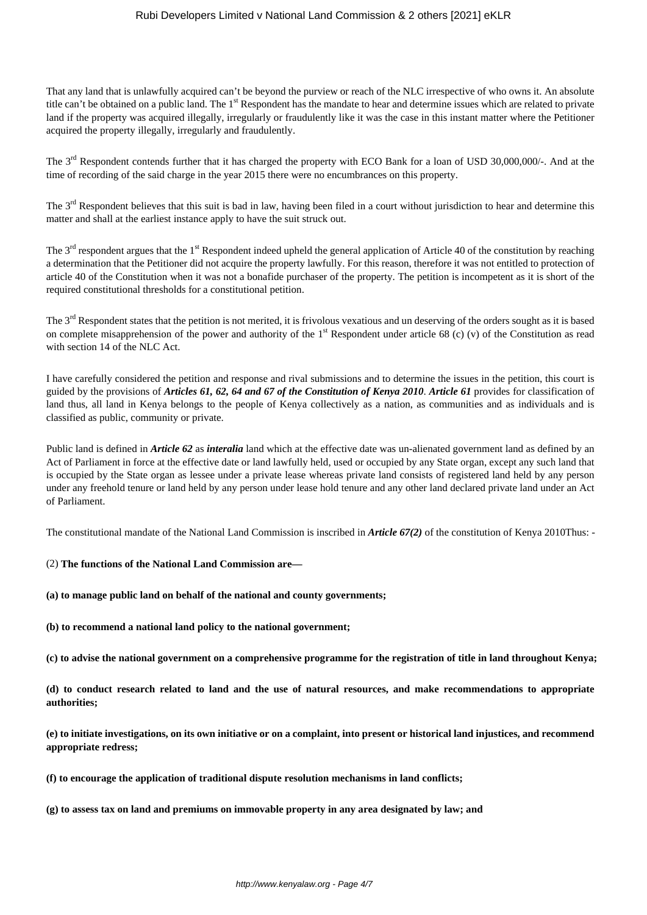That any land that is unlawfully acquired can't be beyond the purview or reach of the NLC irrespective of who owns it. An absolute title can't be obtained on a public land. The 1st Respondent has the mandate to hear and determine issues which are related to private land if the property was acquired illegally, irregularly or fraudulently like it was the case in this instant matter where the Petitioner acquired the property illegally, irregularly and fraudulently.

The 3rd Respondent contends further that it has charged the property with ECO Bank for a loan of USD 30,000,000/-. And at the time of recording of the said charge in the year 2015 there were no encumbrances on this property.

The 3rd Respondent believes that this suit is bad in law, having been filed in a court without jurisdiction to hear and determine this matter and shall at the earliest instance apply to have the suit struck out.

The 3rd respondent argues that the 1st Respondent indeed upheld the general application of Article 40 of the constitution by reaching a determination that the Petitioner did not acquire the property lawfully. For this reason, therefore it was not entitled to protection of article 40 of the Constitution when it was not a bonafide purchaser of the property. The petition is incompetent as it is short of the required constitutional thresholds for a constitutional petition.

The 3rd Respondent states that the petition is not merited, it is frivolous vexatious and un deserving of the orders sought as it is based on complete misapprehension of the power and authority of the 1st Respondent under article 68 (c) (v) of the Constitution as read with section 14 of the NLC Act.

I have carefully considered the petition and response and rival submissions and to determine the issues in the petition, this court is guided by the provisions of ***Articles 61, 62, 64 and 67 of the Constitution of Kenya 2010***. ***Article 61*** provides for classification of land thus, all land in Kenya belongs to the people of Kenya collectively as a nation, as communities and as individuals and is classified as public, community or private.

Public land is defined in ***Article 62*** as ***interalia*** land which at the effective date was un-alienated government land as defined by an Act of Parliament in force at the effective date or land lawfully held, used or occupied by any State organ, except any such land that is occupied by the State organ as lessee under a private lease whereas private land consists of registered land held by any person under any freehold tenure or land held by any person under lease hold tenure and any other land declared private land under an Act of Parliament.

The constitutional mandate of the National Land Commission is inscribed in ***Article 67(2)*** of the constitution of Kenya 2010Thus: -

(2) **The functions of the National Land Commission are—**

**(a) to manage public land on behalf of the national and county governments;**

**(b) to recommend a national land policy to the national government;**

**(c) to advise the national government on a comprehensive programme for the registration of title in land throughout Kenya;**

**(d) to conduct research related to land and the use of natural resources, and make recommendations to appropriate authorities;**

**(e) to initiate investigations, on its own initiative or on a complaint, into present or historical land injustices, and recommend appropriate redress;**

**(f) to encourage the application of traditional dispute resolution mechanisms in land conflicts;**

**(g) to assess tax on land and premiums on immovable property in any area designated by law; and**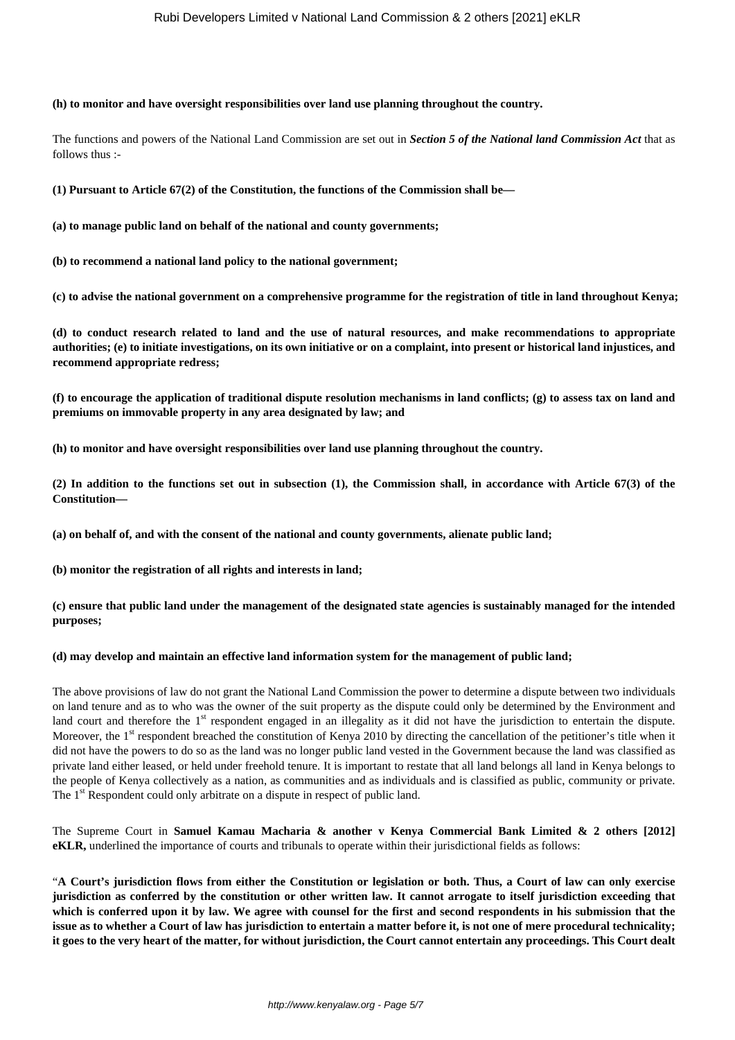**(h) to monitor and have oversight responsibilities over land use planning throughout the country.**

The functions and powers of the National Land Commission are set out in ***Section 5 of the National land Commission Act*** that as follows thus :-

**(1) Pursuant to Article 67(2) of the Constitution, the functions of the Commission shall be—**

**(a) to manage public land on behalf of the national and county governments;**

**(b) to recommend a national land policy to the national government;**

**(c) to advise the national government on a comprehensive programme for the registration of title in land throughout Kenya;**

**(d) to conduct research related to land and the use of natural resources, and make recommendations to appropriate authorities; (e) to initiate investigations, on its own initiative or on a complaint, into present or historical land injustices, and recommend appropriate redress;**

**(f) to encourage the application of traditional dispute resolution mechanisms in land conflicts; (g) to assess tax on land and premiums on immovable property in any area designated by law; and**

**(h) to monitor and have oversight responsibilities over land use planning throughout the country.**

**(2) In addition to the functions set out in subsection (1), the Commission shall, in accordance with Article 67(3) of the Constitution—**

**(a) on behalf of, and with the consent of the national and county governments, alienate public land;**

**(b) monitor the registration of all rights and interests in land;**

**(c) ensure that public land under the management of the designated state agencies is sustainably managed for the intended purposes;**

**(d) may develop and maintain an effective land information system for the management of public land;**

The above provisions of law do not grant the National Land Commission the power to determine a dispute between two individuals on land tenure and as to who was the owner of the suit property as the dispute could only be determined by the Environment and land court and therefore the 1st respondent engaged in an illegality as it did not have the jurisdiction to entertain the dispute. Moreover, the 1st respondent breached the constitution of Kenya 2010 by directing the cancellation of the petitioner's title when it did not have the powers to do so as the land was no longer public land vested in the Government because the land was classified as private land either leased, or held under freehold tenure. It is important to restate that all land belongs all land in Kenya belongs to the people of Kenya collectively as a nation, as communities and as individuals and is classified as public, community or private. The 1st Respondent could only arbitrate on a dispute in respect of public land.

The Supreme Court in **Samuel Kamau Macharia & another v Kenya Commercial Bank Limited & 2 others [2012] eKLR,** underlined the importance of courts and tribunals to operate within their jurisdictional fields as follows:

"**A Court's jurisdiction flows from either the Constitution or legislation or both. Thus, a Court of law can only exercise jurisdiction as conferred by the constitution or other written law. It cannot arrogate to itself jurisdiction exceeding that which is conferred upon it by law. We agree with counsel for the first and second respondents in his submission that the issue as to whether a Court of law has jurisdiction to entertain a matter before it, is not one of mere procedural technicality; it goes to the very heart of the matter, for without jurisdiction, the Court cannot entertain any proceedings. This Court dealt**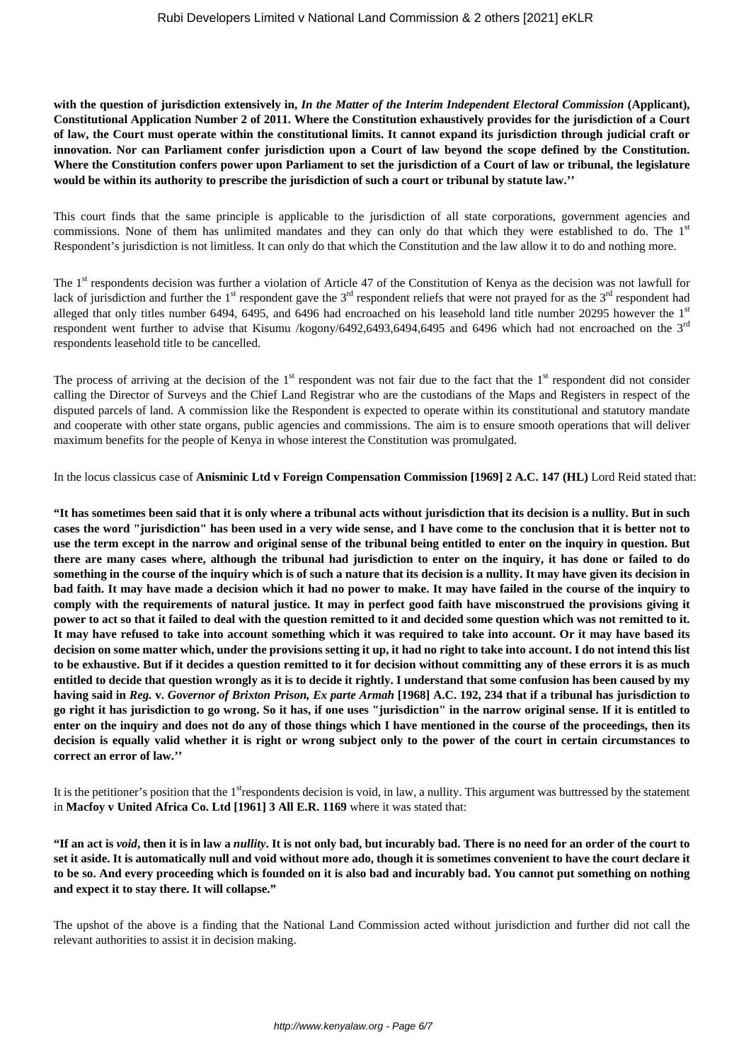**with the question of jurisdiction extensively in, *In the Matter of the Interim Independent Electoral Commission* (Applicant), Constitutional Application Number 2 of 2011. Where the Constitution exhaustively provides for the jurisdiction of a Court of law, the Court must operate within the constitutional limits. It cannot expand its jurisdiction through judicial craft or innovation. Nor can Parliament confer jurisdiction upon a Court of law beyond the scope defined by the Constitution. Where the Constitution confers power upon Parliament to set the jurisdiction of a Court of law or tribunal, the legislature would be within its authority to prescribe the jurisdiction of such a court or tribunal by statute law.''**

This court finds that the same principle is applicable to the jurisdiction of all state corporations, government agencies and commissions. None of them has unlimited mandates and they can only do that which they were established to do. The 1st Respondent's jurisdiction is not limitless. It can only do that which the Constitution and the law allow it to do and nothing more.

The 1st respondents decision was further a violation of Article 47 of the Constitution of Kenya as the decision was not lawfull for lack of jurisdiction and further the 1st respondent gave the 3rd respondent reliefs that were not prayed for as the 3rd respondent had alleged that only titles number 6494, 6495, and 6496 had encroached on his leasehold land title number 20295 however the 1st respondent went further to advise that Kisumu /kogony/6492,6493,6494,6495 and 6496 which had not encroached on the 3rd respondents leasehold title to be cancelled.

The process of arriving at the decision of the 1st respondent was not fair due to the fact that the 1st respondent did not consider calling the Director of Surveys and the Chief Land Registrar who are the custodians of the Maps and Registers in respect of the disputed parcels of land. A commission like the Respondent is expected to operate within its constitutional and statutory mandate and cooperate with other state organs, public agencies and commissions. The aim is to ensure smooth operations that will deliver maximum benefits for the people of Kenya in whose interest the Constitution was promulgated.

In the locus classicus case of **Anisminic Ltd v Foreign Compensation Commission [1969] 2 A.C. 147 (HL)** Lord Reid stated that:

**"It has sometimes been said that it is only where a tribunal acts without jurisdiction that its decision is a nullity. But in such cases the word "jurisdiction" has been used in a very wide sense, and I have come to the conclusion that it is better not to use the term except in the narrow and original sense of the tribunal being entitled to enter on the inquiry in question. But there are many cases where, although the tribunal had jurisdiction to enter on the inquiry, it has done or failed to do something in the course of the inquiry which is of such a nature that its decision is a nullity. It may have given its decision in bad faith. It may have made a decision which it had no power to make. It may have failed in the course of the inquiry to comply with the requirements of natural justice. It may in perfect good faith have misconstrued the provisions giving it power to act so that it failed to deal with the question remitted to it and decided some question which was not remitted to it. It may have refused to take into account something which it was required to take into account. Or it may have based its decision on some matter which, under the provisions setting it up, it had no right to take into account. I do not intend this list to be exhaustive. But if it decides a question remitted to it for decision without committing any of these errors it is as much entitled to decide that question wrongly as it is to decide it rightly. I understand that some confusion has been caused by my having said in *Reg.* v. *Governor of Brixton Prison, Ex parte Armah* [1968] A.C. 192, 234 that if a tribunal has jurisdiction to go right it has jurisdiction to go wrong. So it has, if one uses "jurisdiction" in the narrow original sense. If it is entitled to enter on the inquiry and does not do any of those things which I have mentioned in the course of the proceedings, then its decision is equally valid whether it is right or wrong subject only to the power of the court in certain circumstances to correct an error of law.''**

It is the petitioner's position that the 1st respondents decision is void, in law, a nullity. This argument was buttressed by the statement in **Macfoy v United Africa Co. Ltd [1961] 3 All E.R. 1169** where it was stated that:

**"If an act is *void*, then it is in law a *nullity*. It is not only bad, but incurably bad. There is no need for an order of the court to set it aside. It is automatically null and void without more ado, though it is sometimes convenient to have the court declare it to be so. And every proceeding which is founded on it is also bad and incurably bad. You cannot put something on nothing and expect it to stay there. It will collapse."**

The upshot of the above is a finding that the National Land Commission acted without jurisdiction and further did not call the relevant authorities to assist it in decision making.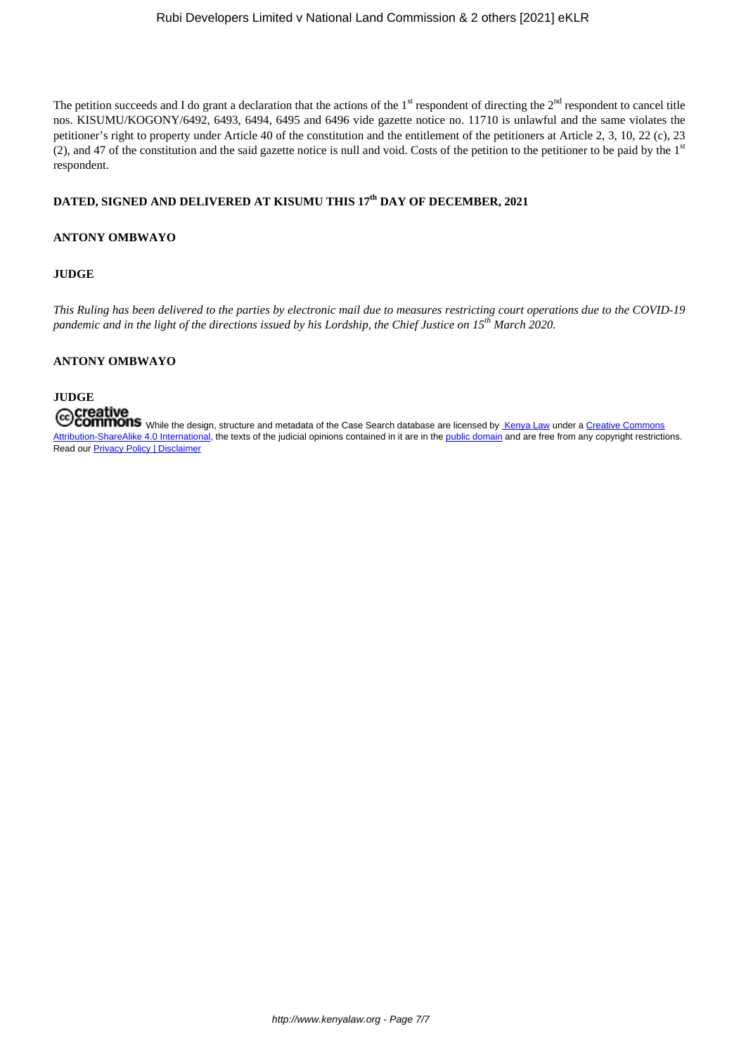The petition succeeds and I do grant a declaration that the actions of the 1st respondent of directing the 2nd respondent to cancel title nos. KISUMU/KOGONY/6492, 6493, 6494, 6495 and 6496 vide gazette notice no. 11710 is unlawful and the same violates the petitioner's right to property under Article 40 of the constitution and the entitlement of the petitioners at Article 2, 3, 10, 22 (c), 23 (2), and 47 of the constitution and the said gazette notice is null and void. Costs of the petition to the petitioner to be paid by the 1st respondent.

**DATED, SIGNED AND DELIVERED AT KISUMU THIS 17th DAY OF DECEMBER, 2021**

**ANTONY OMBWAYO**

**JUDGE**

*This Ruling has been delivered to the parties by electronic mail due to measures restricting court operations due to the COVID-19 pandemic and in the light of the directions issued by his Lordship, the Chief Justice on 15th March 2020.*

**ANTONY OMBWAYO**

**JUDGE**

While the design, structure and metadata of the Case Search database are licensed by Kenya Law under a Creative Commons Attribution-ShareAlike 4.0 International, the texts of the judicial opinions contained in it are in the public domain and are free from any copyright restrictions. Read our Privacy Policy | Disclaimer